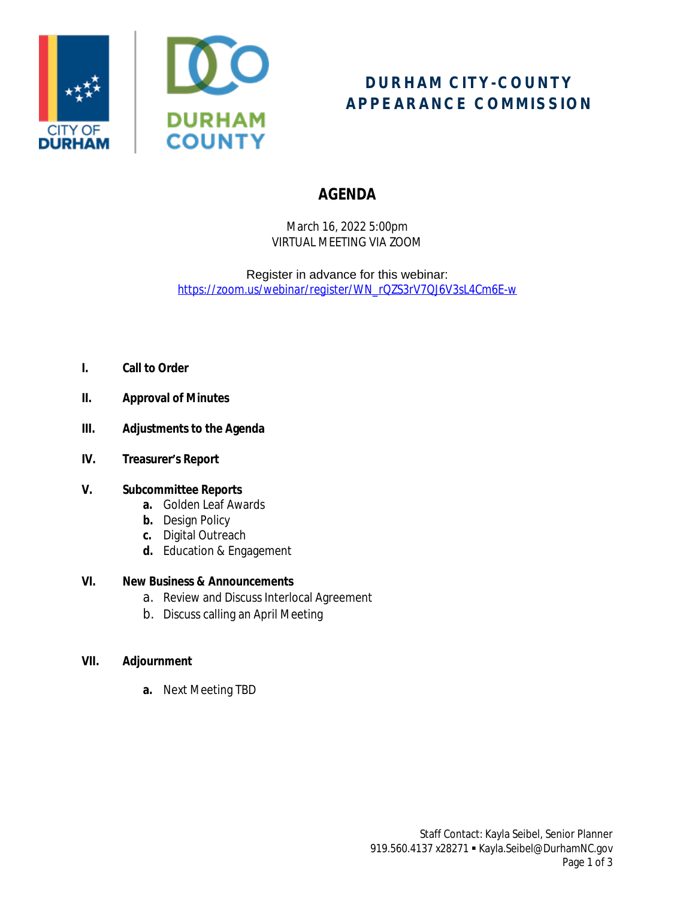CITY OF DURHAM

DURHAM COUNTY

# DURHAM CITY-COUNTY APPEARANCE COMMISSION

## AGENDA

March 16, 2022 5:00pm
VIRTUAL MEETING VIA ZOOM

Register in advance for this webinar:
https://zoom.us/webinar/register/WN_rQZS3rV7QJ6V3sL4Cm6E-w

I. **Call to Order**

II. **Approval of Minutes**

III. **Adjustments to the Agenda**

IV. **Treasurer's Report**

V. **Subcommittee Reports**
  - **a.** Golden Leaf Awards
  - **b.** Design Policy
  - **c.** Digital Outreach
  - **d.** Education & Engagement

VI. **New Business & Announcements**
  - a. Review and Discuss Interlocal Agreement
  - b. Discuss calling an April Meeting

VII. **Adjournment**
  - **a.** Next Meeting TBD

Staff Contact: Kayla Seibel, Senior Planner
919.560.4137 x28271 ▪ Kayla.Seibel@DurhamNC.gov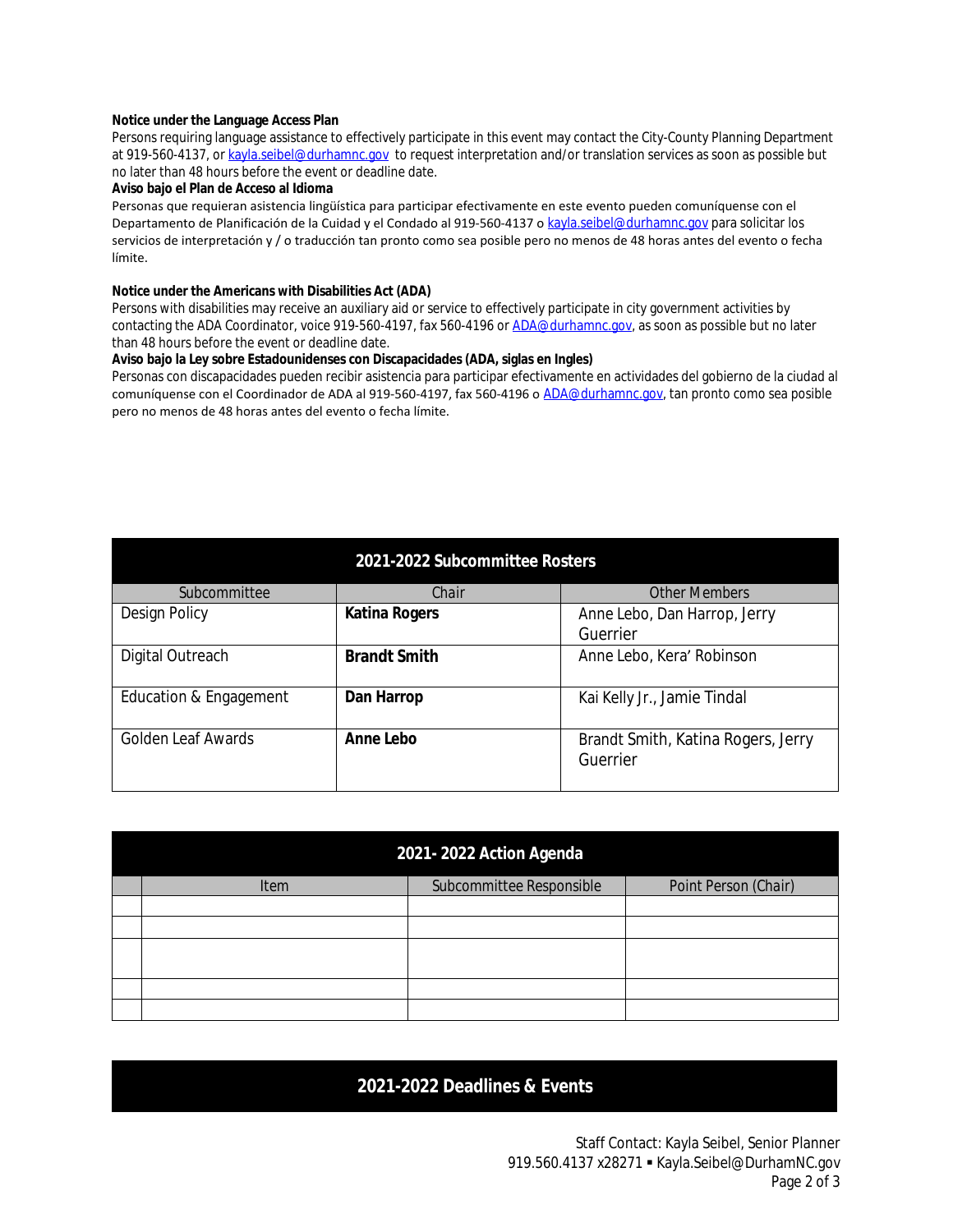**Notice under the Language Access Plan**

Persons requiring language assistance to effectively participate in this event may contact the City-County Planning Department at 919-560-4137, or kayla.seibel@durhamnc.gov to request interpretation and/or translation services as soon as possible but no later than 48 hours before the event or deadline date.

**Aviso bajo el Plan de Acceso al Idioma**

Personas que requieran asistencia lingüística para participar efectivamente en este evento pueden comuníquense con el Departamento de Planificación de la Cuidad y el Condado al 919-560-4137 o kayla.seibel@durhamnc.gov para solicitar los servicios de interpretación y / o traducción tan pronto como sea posible pero no menos de 48 horas antes del evento o fecha límite.

**Notice under the Americans with Disabilities Act (ADA)**

Persons with disabilities may receive an auxiliary aid or service to effectively participate in city government activities by contacting the ADA Coordinator, voice 919-560-4197, fax 560-4196 or ADA@durhamnc.gov, as soon as possible but no later than 48 hours before the event or deadline date.

**Aviso bajo la Ley sobre Estadounidenses con Discapacidades (ADA, siglas en Ingles)**

Personas con discapacidades pueden recibir asistencia para participar efectivamente en actividades del gobierno de la ciudad al comuníquense con el Coordinador de ADA al 919-560-4197, fax 560-4196 o ADA@durhamnc.gov, tan pronto como sea posible pero no menos de 48 horas antes del evento o fecha límite.

## 2021-2022 Subcommittee Rosters

| Subcommittee | Chair | Other Members |
|---|---|---|
| Design Policy | **Katina Rogers** | Anne Lebo, Dan Harrop, Jerry Guerrier |
| Digital Outreach | **Brandt Smith** | Anne Lebo, Kera' Robinson |
| Education & Engagement | **Dan Harrop** | Kai Kelly Jr., Jamie Tindal |
| Golden Leaf Awards | **Anne Lebo** | Brandt Smith, Katina Rogers, Jerry Guerrier |

## 2021- 2022 Action Agenda

| | Item | Subcommittee Responsible | Point Person (Chair) |
|---|---|---|---|
| | | | |
| | | | |
| | | | |
| | | | |
| | | | |

## 2021-2022 Deadlines & Events

Staff Contact: Kayla Seibel, Senior Planner
919.560.4137 x28271 ▪ Kayla.Seibel@DurhamNC.gov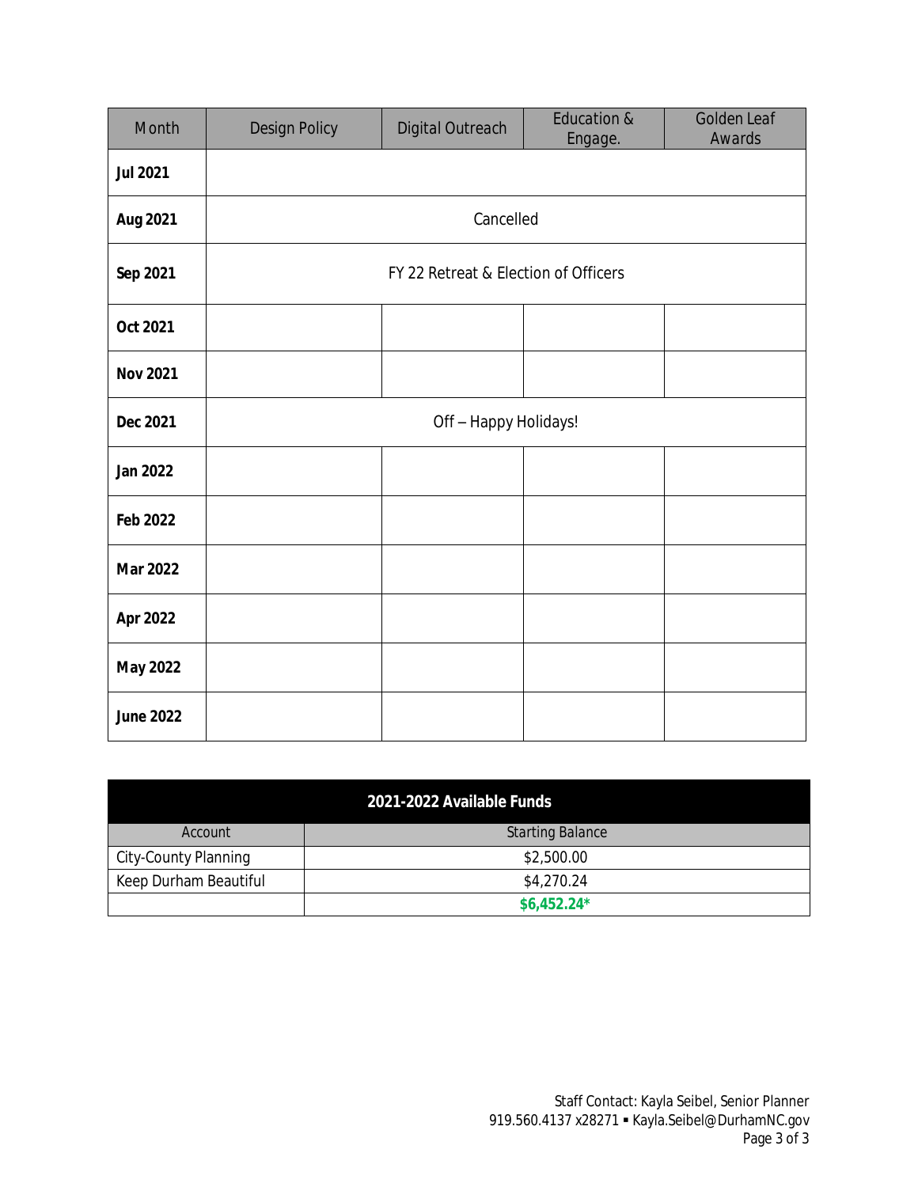| Month | Design Policy | Digital Outreach | Education & Engage. | Golden Leaf Awards |
|---|---|---|---|---|
| **Jul 2021** | | | | |
| **Aug 2021** | Cancelled | | | |
| **Sep 2021** | FY 22 Retreat & Election of Officers | | | |
| **Oct 2021** | | | | |
| **Nov 2021** | | | | |
| **Dec 2021** | Off – Happy Holidays! | | | |
| **Jan 2022** | | | | |
| **Feb 2022** | | | | |
| **Mar 2022** | | | | |
| **Apr 2022** | | | | |
| **May 2022** | | | | |
| **June 2022** | | | | |

| **2021-2022 Available Funds** | |
|---|---|
| Account | Starting Balance |
| City-County Planning | $2,500.00 |
| Keep Durham Beautiful | $4,270.24 |
| | **$6,452.24*** |

Staff Contact: Kayla Seibel, Senior Planner
919.560.4137 x28271 ▪ Kayla.Seibel@DurhamNC.gov